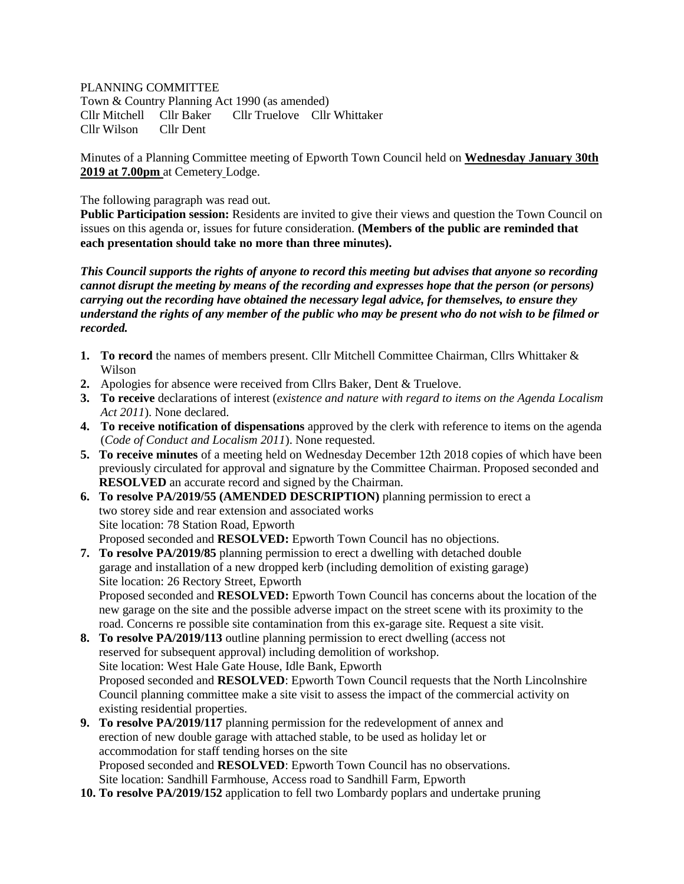PLANNING COMMITTEE

Town & Country Planning Act 1990 (as amended)

Cllr Mitchell Cllr Baker Cllr Truelove Cllr Whittaker

Cllr Wilson Cllr Dent

Minutes of a Planning Committee meeting of Epworth Town Council held on **Wednesday January 30th 2019 at 7.00pm** at Cemetery Lodge.

The following paragraph was read out.

**Public Participation session:** Residents are invited to give their views and question the Town Council on issues on this agenda or, issues for future consideration. **(Members of the public are reminded that each presentation should take no more than three minutes).**

***This Council supports the rights of anyone to record this meeting but advises that anyone so recording cannot disrupt the meeting by means of the recording and expresses hope that the person (or persons) carrying out the recording have obtained the necessary legal advice, for themselves, to ensure they understand the rights of any member of the public who may be present who do not wish to be filmed or recorded.***

1. **To record** the names of members present. Cllr Mitchell Committee Chairman, Cllrs Whittaker & Wilson
2. Apologies for absence were received from Cllrs Baker, Dent & Truelove.
3. **To receive** declarations of interest (*existence and nature with regard to items on the Agenda Localism Act 2011*). None declared.
4. **To receive notification of dispensations** approved by the clerk with reference to items on the agenda (*Code of Conduct and Localism 2011*). None requested.
5. **To receive minutes** of a meeting held on Wednesday December 12th 2018 copies of which have been previously circulated for approval and signature by the Committee Chairman. Proposed seconded and **RESOLVED** an accurate record and signed by the Chairman.
6. **To resolve PA/2019/55 (AMENDED DESCRIPTION)** planning permission to erect a two storey side and rear extension and associated works
   Site location: 78 Station Road, Epworth
   Proposed seconded and **RESOLVED:** Epworth Town Council has no objections.
7. **To resolve PA/2019/85** planning permission to erect a dwelling with detached double garage and installation of a new dropped kerb (including demolition of existing garage)
   Site location: 26 Rectory Street, Epworth
   Proposed seconded and **RESOLVED:** Epworth Town Council has concerns about the location of the new garage on the site and the possible adverse impact on the street scene with its proximity to the road. Concerns re possible site contamination from this ex-garage site. Request a site visit.
8. **To resolve PA/2019/113** outline planning permission to erect dwelling (access not reserved for subsequent approval) including demolition of workshop.
   Site location: West Hale Gate House, Idle Bank, Epworth
   Proposed seconded and **RESOLVED**: Epworth Town Council requests that the North Lincolnshire Council planning committee make a site visit to assess the impact of the commercial activity on existing residential properties.
9. **To resolve PA/2019/117** planning permission for the redevelopment of annex and erection of new double garage with attached stable, to be used as holiday let or accommodation for staff tending horses on the site
   Proposed seconded and **RESOLVED**: Epworth Town Council has no observations.
   Site location: Sandhill Farmhouse, Access road to Sandhill Farm, Epworth
10. **To resolve PA/2019/152** application to fell two Lombardy poplars and undertake pruning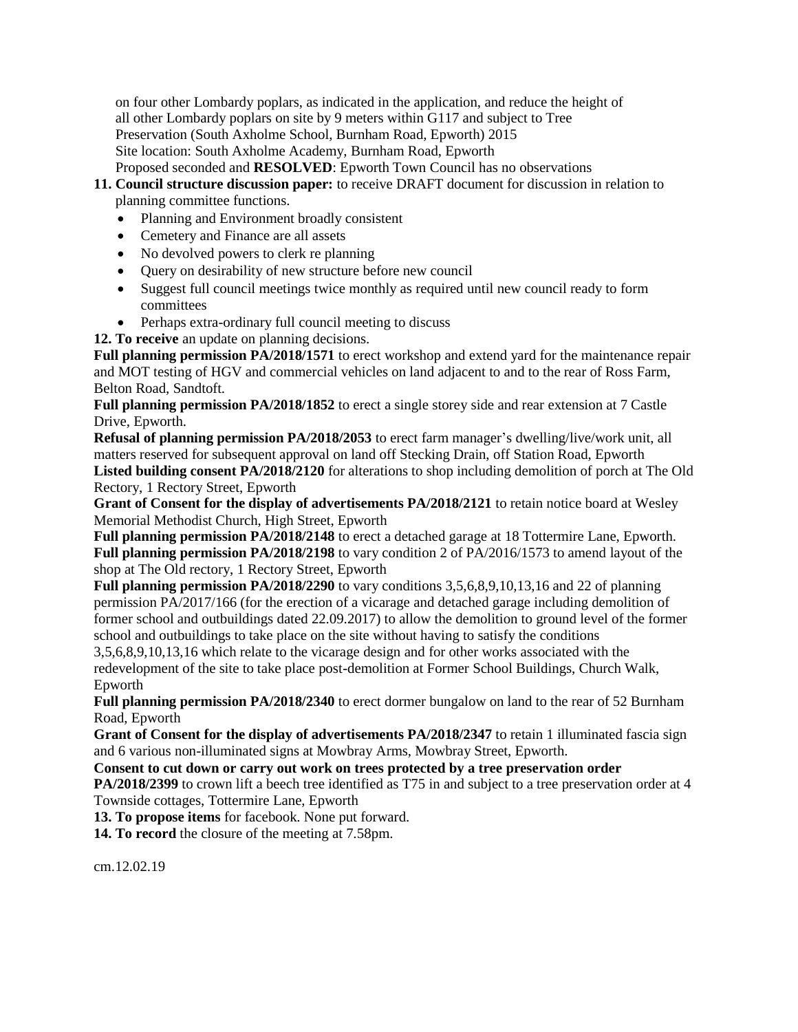on four other Lombardy poplars, as indicated in the application, and reduce the height of all other Lombardy poplars on site by 9 meters within G117 and subject to Tree Preservation (South Axholme School, Burnham Road, Epworth) 2015
Site location: South Axholme Academy, Burnham Road, Epworth
Proposed seconded and **RESOLVED**: Epworth Town Council has no observations

**11. Council structure discussion paper:** to receive DRAFT document for discussion in relation to planning committee functions.

- Planning and Environment broadly consistent
- Cemetery and Finance are all assets
- No devolved powers to clerk re planning
- Query on desirability of new structure before new council
- Suggest full council meetings twice monthly as required until new council ready to form committees
- Perhaps extra-ordinary full council meeting to discuss

**12. To receive** an update on planning decisions.

**Full planning permission PA/2018/1571** to erect workshop and extend yard for the maintenance repair and MOT testing of HGV and commercial vehicles on land adjacent to and to the rear of Ross Farm, Belton Road, Sandtoft.

**Full planning permission PA/2018/1852** to erect a single storey side and rear extension at 7 Castle Drive, Epworth.

**Refusal of planning permission PA/2018/2053** to erect farm manager's dwelling/live/work unit, all matters reserved for subsequent approval on land off Stecking Drain, off Station Road, Epworth

**Listed building consent PA/2018/2120** for alterations to shop including demolition of porch at The Old Rectory, 1 Rectory Street, Epworth

**Grant of Consent for the display of advertisements PA/2018/2121** to retain notice board at Wesley Memorial Methodist Church, High Street, Epworth

**Full planning permission PA/2018/2148** to erect a detached garage at 18 Tottermire Lane, Epworth.

**Full planning permission PA/2018/2198** to vary condition 2 of PA/2016/1573 to amend layout of the shop at The Old rectory, 1 Rectory Street, Epworth

**Full planning permission PA/2018/2290** to vary conditions 3,5,6,8,9,10,13,16 and 22 of planning permission PA/2017/166 (for the erection of a vicarage and detached garage including demolition of former school and outbuildings dated 22.09.2017) to allow the demolition to ground level of the former school and outbuildings to take place on the site without having to satisfy the conditions 3,5,6,8,9,10,13,16 which relate to the vicarage design and for other works associated with the redevelopment of the site to take place post-demolition at Former School Buildings, Church Walk, Epworth

**Full planning permission PA/2018/2340** to erect dormer bungalow on land to the rear of 52 Burnham Road, Epworth

**Grant of Consent for the display of advertisements PA/2018/2347** to retain 1 illuminated fascia sign and 6 various non-illuminated signs at Mowbray Arms, Mowbray Street, Epworth.

**Consent to cut down or carry out work on trees protected by a tree preservation order PA/2018/2399** to crown lift a beech tree identified as T75 in and subject to a tree preservation order at 4 Townside cottages, Tottermire Lane, Epworth

**13. To propose items** for facebook. None put forward.

**14. To record** the closure of the meeting at 7.58pm.

cm.12.02.19